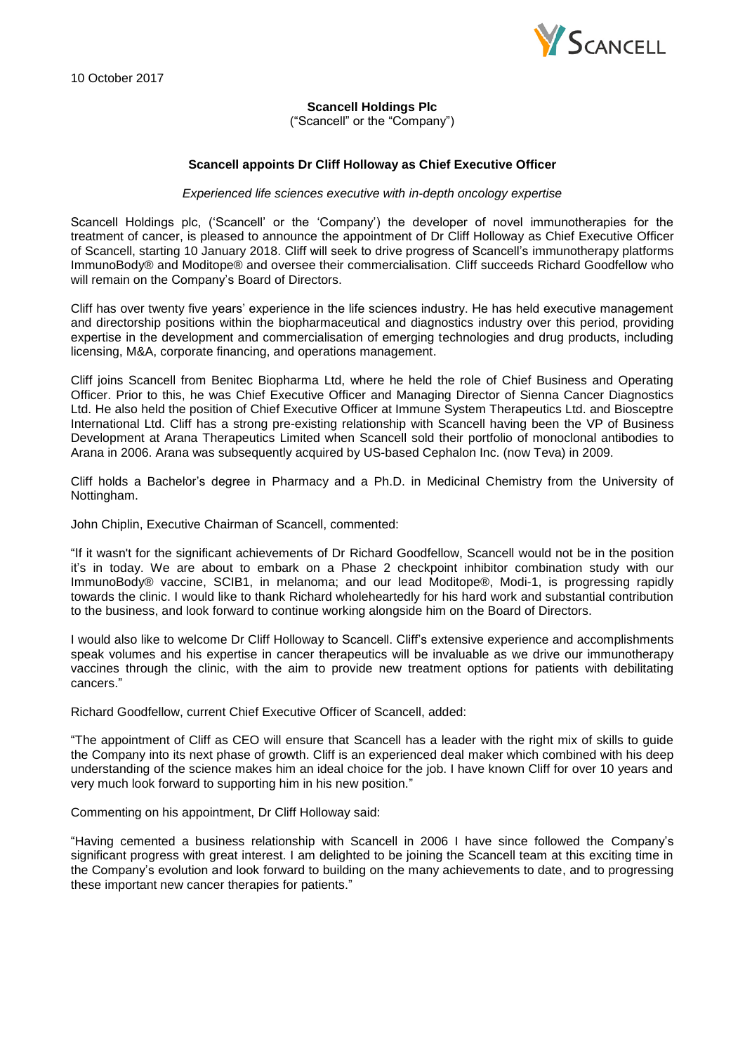10 October 2017

**Scancell Holdings Plc**
("Scancell" or the "Company")

**Scancell appoints Dr Cliff Holloway as Chief Executive Officer**

*Experienced life sciences executive with in-depth oncology expertise*

Scancell Holdings plc, ('Scancell' or the 'Company') the developer of novel immunotherapies for the treatment of cancer, is pleased to announce the appointment of Dr Cliff Holloway as Chief Executive Officer of Scancell, starting 10 January 2018. Cliff will seek to drive progress of Scancell's immunotherapy platforms ImmunoBody® and Moditope® and oversee their commercialisation. Cliff succeeds Richard Goodfellow who will remain on the Company's Board of Directors.

Cliff has over twenty five years' experience in the life sciences industry. He has held executive management and directorship positions within the biopharmaceutical and diagnostics industry over this period, providing expertise in the development and commercialisation of emerging technologies and drug products, including licensing, M&A, corporate financing, and operations management.

Cliff joins Scancell from Benitec Biopharma Ltd, where he held the role of Chief Business and Operating Officer. Prior to this, he was Chief Executive Officer and Managing Director of Sienna Cancer Diagnostics Ltd. He also held the position of Chief Executive Officer at Immune System Therapeutics Ltd. and Bioceptre International Ltd. Cliff has a strong pre-existing relationship with Scancell having been the VP of Business Development at Arana Therapeutics Limited when Scancell sold their portfolio of monoclonal antibodies to Arana in 2006. Arana was subsequently acquired by US-based Cephalon Inc. (now Teva) in 2009.

Cliff holds a Bachelor's degree in Pharmacy and a Ph.D. in Medicinal Chemistry from the University of Nottingham.

John Chiplin, Executive Chairman of Scancell, commented:

"If it wasn't for the significant achievements of Dr Richard Goodfellow, Scancell would not be in the position it's in today. We are about to embark on a Phase 2 checkpoint inhibitor combination study with our ImmunoBody® vaccine, SCIB1, in melanoma; and our lead Moditope®, Modi-1, is progressing rapidly towards the clinic. I would like to thank Richard wholeheartedly for his hard work and substantial contribution to the business, and look forward to continue working alongside him on the Board of Directors.

I would also like to welcome Dr Cliff Holloway to Scancell. Cliff's extensive experience and accomplishments speak volumes and his expertise in cancer therapeutics will be invaluable as we drive our immunotherapy vaccines through the clinic, with the aim to provide new treatment options for patients with debilitating cancers."

Richard Goodfellow, current Chief Executive Officer of Scancell, added:

"The appointment of Cliff as CEO will ensure that Scancell has a leader with the right mix of skills to guide the Company into its next phase of growth. Cliff is an experienced deal maker which combined with his deep understanding of the science makes him an ideal choice for the job. I have known Cliff for over 10 years and very much look forward to supporting him in his new position."

Commenting on his appointment, Dr Cliff Holloway said:

"Having cemented a business relationship with Scancell in 2006 I have since followed the Company's significant progress with great interest. I am delighted to be joining the Scancell team at this exciting time in the Company's evolution and look forward to building on the many achievements to date, and to progressing these important new cancer therapies for patients."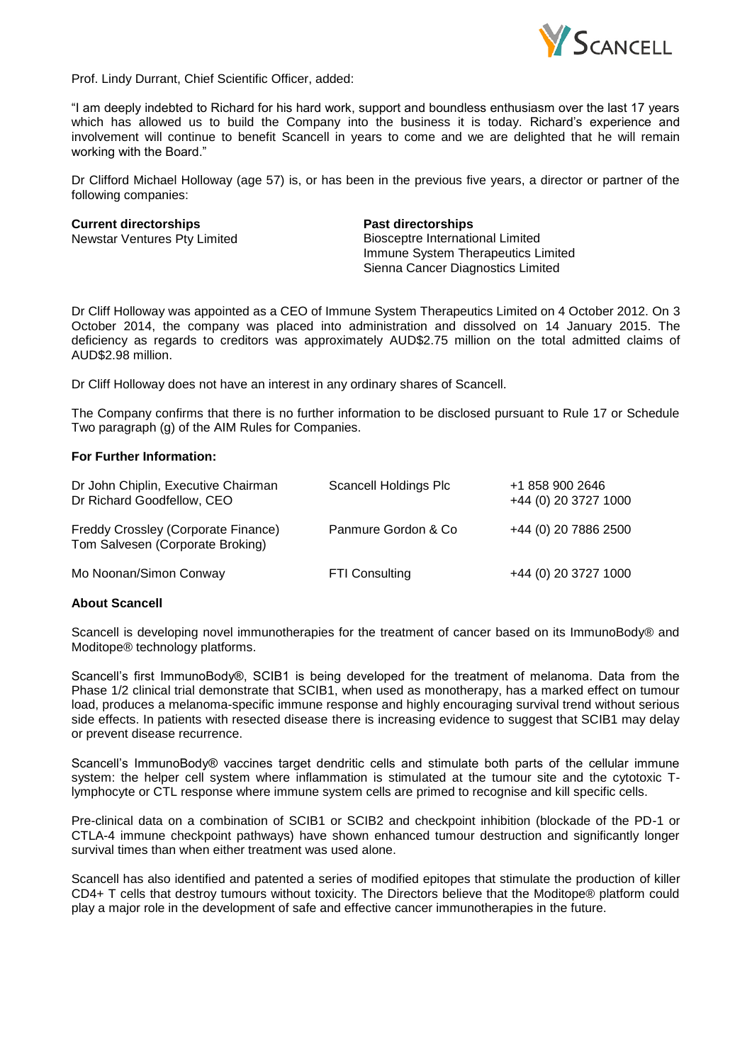Prof. Lindy Durrant, Chief Scientific Officer, added:

"I am deeply indebted to Richard for his hard work, support and boundless enthusiasm over the last 17 years which has allowed us to build the Company into the business it is today. Richard's experience and involvement will continue to benefit Scancell in years to come and we are delighted that he will remain working with the Board."

Dr Clifford Michael Holloway (age 57) is, or has been in the previous five years, a director or partner of the following companies:

| **Current directorships** | **Past directorships** |
|---|---|
| Newstar Ventures Pty Limited | Biosceptre International Limited |
| | Immune System Therapeutics Limited |
| | Sienna Cancer Diagnostics Limited |

Dr Cliff Holloway was appointed as a CEO of Immune System Therapeutics Limited on 4 October 2012. On 3 October 2014, the company was placed into administration and dissolved on 14 January 2015. The deficiency as regards to creditors was approximately AUD$2.75 million on the total admitted claims of AUD$2.98 million.

Dr Cliff Holloway does not have an interest in any ordinary shares of Scancell.

The Company confirms that there is no further information to be disclosed pursuant to Rule 17 or Schedule Two paragraph (g) of the AIM Rules for Companies.

**For Further Information:**

| | | |
|---|---|---|
| Dr John Chiplin, Executive Chairman<br>Dr Richard Goodfellow, CEO | Scancell Holdings Plc | +1 858 900 2646<br>+44 (0) 20 3727 1000 |
| Freddy Crossley (Corporate Finance)<br>Tom Salvesen (Corporate Broking) | Panmure Gordon & Co | +44 (0) 20 7886 2500 |
| Mo Noonan/Simon Conway | FTI Consulting | +44 (0) 20 3727 1000 |

**About Scancell**

Scancell is developing novel immunotherapies for the treatment of cancer based on its ImmunoBody® and Moditope® technology platforms.

Scancell's first ImmunoBody®, SCIB1 is being developed for the treatment of melanoma. Data from the Phase 1/2 clinical trial demonstrate that SCIB1, when used as monotherapy, has a marked effect on tumour load, produces a melanoma-specific immune response and highly encouraging survival trend without serious side effects. In patients with resected disease there is increasing evidence to suggest that SCIB1 may delay or prevent disease recurrence.

Scancell's ImmunoBody® vaccines target dendritic cells and stimulate both parts of the cellular immune system: the helper cell system where inflammation is stimulated at the tumour site and the cytotoxic T-lymphocyte or CTL response where immune system cells are primed to recognise and kill specific cells.

Pre-clinical data on a combination of SCIB1 or SCIB2 and checkpoint inhibition (blockade of the PD-1 or CTLA-4 immune checkpoint pathways) have shown enhanced tumour destruction and significantly longer survival times than when either treatment was used alone.

Scancell has also identified and patented a series of modified epitopes that stimulate the production of killer CD4+ T cells that destroy tumours without toxicity. The Directors believe that the Moditope® platform could play a major role in the development of safe and effective cancer immunotherapies in the future.